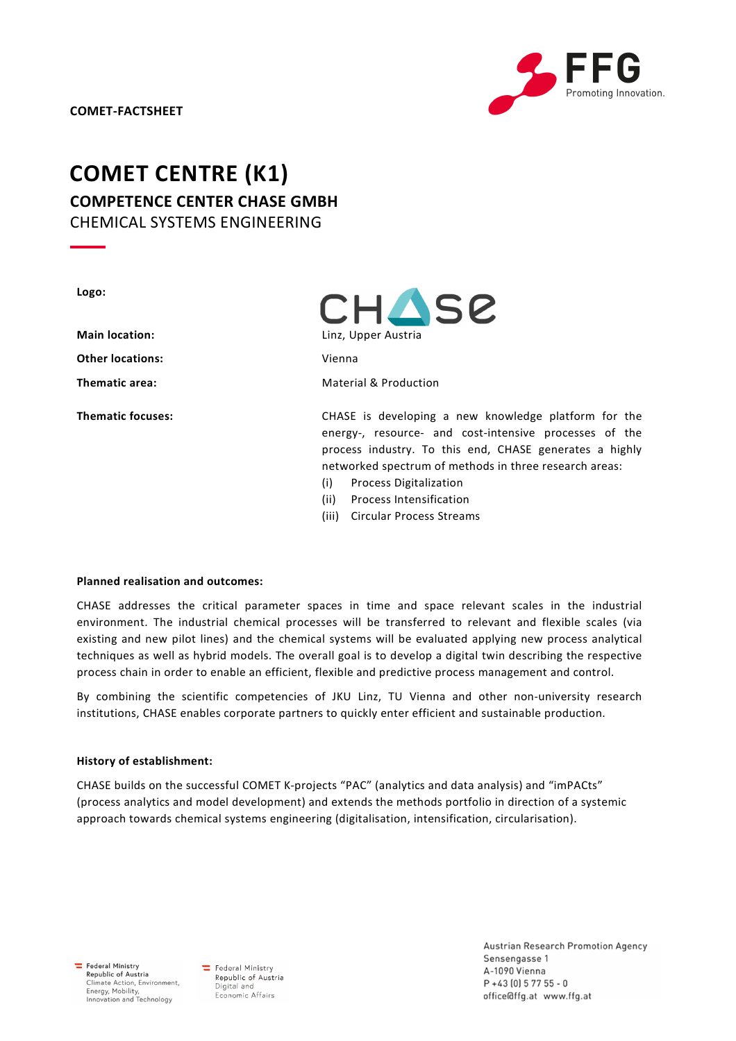COMET-FACTSHEET

# COMET CENTRE (K1)

## COMPETENCE CENTER CHASE GMBH

CHEMICAL SYSTEMS ENGINEERING

| | |
|---|---|
| **Logo:** | CHASE |
| **Main location:** | Linz, Upper Austria |
| **Other locations:** | Vienna |
| **Thematic area:** | Material & Production |
| **Thematic focuses:** | CHASE is developing a new knowledge platform for the energy-, resource- and cost-intensive processes of the process industry. To this end, CHASE generates a highly networked spectrum of methods in three research areas:<br>(i) Process Digitalization<br>(ii) Process Intensification<br>(iii) Circular Process Streams |

**Planned realisation and outcomes:**

CHASE addresses the critical parameter spaces in time and space relevant scales in the industrial environment. The industrial chemical processes will be transferred to relevant and flexible scales (via existing and new pilot lines) and the chemical systems will be evaluated applying new process analytical techniques as well as hybrid models. The overall goal is to develop a digital twin describing the respective process chain in order to enable an efficient, flexible and predictive process management and control.

By combining the scientific competencies of JKU Linz, TU Vienna and other non-university research institutions, CHASE enables corporate partners to quickly enter efficient and sustainable production.

**History of establishment:**

CHASE builds on the successful COMET K-projects "PAC" (analytics and data analysis) and "imPACts" (process analytics and model development) and extends the methods portfolio in direction of a systemic approach towards chemical systems engineering (digitalisation, intensification, circularisation).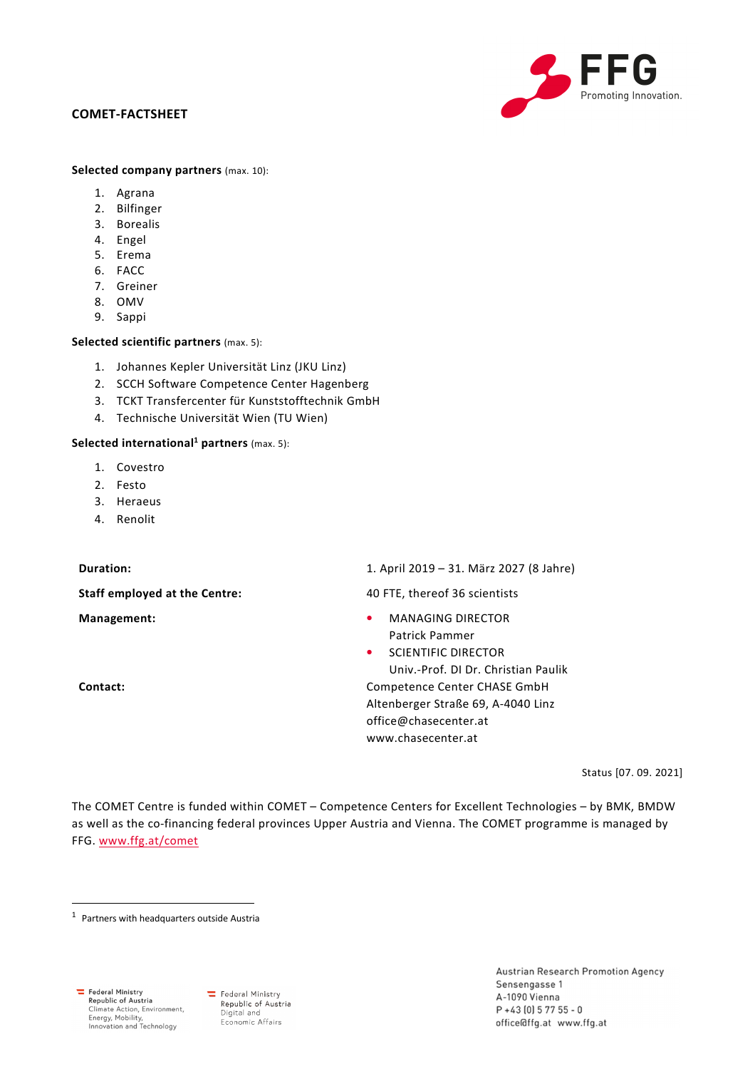## COMET-FACTSHEET

**Selected company partners** (max. 10):

1. Agrana
2. Bilfinger
3. Borealis
4. Engel
5. Erema
6. FACC
7. Greiner
8. OMV
9. Sappi

**Selected scientific partners** (max. 5):

1. Johannes Kepler Universität Linz (JKU Linz)
2. SCCH Software Competence Center Hagenberg
3. TCKT Transfercenter für Kunststofftechnik GmbH
4. Technische Universität Wien (TU Wien)

**Selected international[1] partners** (max. 5):

1. Covestro
2. Festo
3. Heraeus
4. Renolit

| | |
|---|---|
| **Duration:** | 1. April 2019 – 31. März 2027 (8 Jahre) |
| **Staff employed at the Centre:** | 40 FTE, thereof 36 scientists |
| **Management:** | • MANAGING DIRECTOR Patrick Pammer<br>• SCIENTIFIC DIRECTOR Univ.-Prof. DI Dr. Christian Paulik |
| **Contact:** | Competence Center CHASE GmbH<br>Altenberger Straße 69, A-4040 Linz<br>office@chasecenter.at<br>www.chasecenter.at |

Status [07. 09. 2021]

The COMET Centre is funded within COMET – Competence Centers for Excellent Technologies – by BMK, BMDW as well as the co-financing federal provinces Upper Austria and Vienna. The COMET programme is managed by FFG. www.ffg.at/comet

[1] Partners with headquarters outside Austria

Federal Ministry Republic of Austria Climate Action, Environment, Energy, Mobility, Innovation and Technology

Federal Ministry Republic of Austria Digital and Economic Affairs

Austrian Research Promotion Agency
Sensengasse 1
A-1090 Vienna
P +43 (0) 5 77 55 - 0
office@ffg.at www.ffg.at